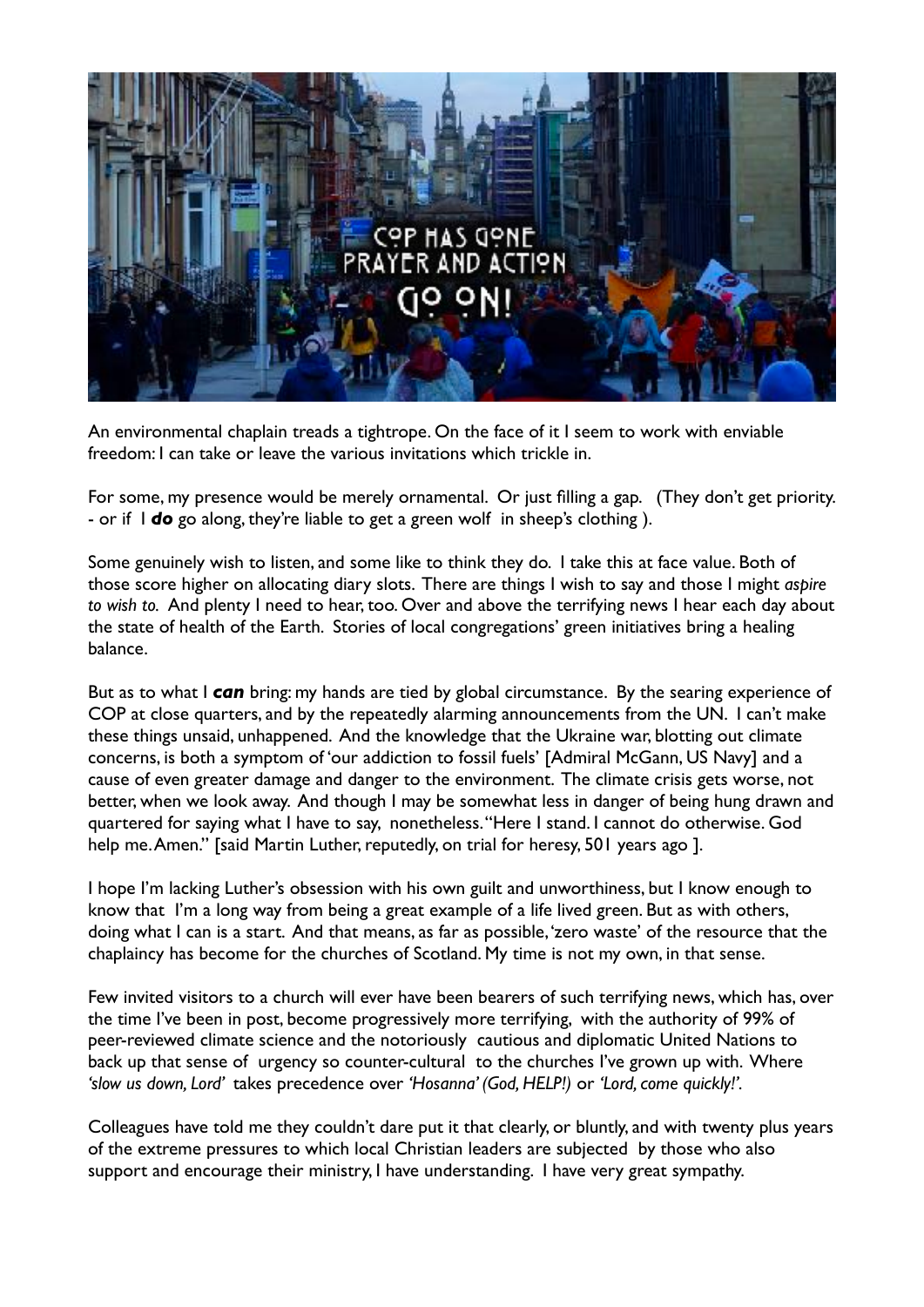An environmental chaplain treads a tightrope. On the face of it I seem to work with enviable freedom: I can take or leave the various invitations which trickle in.

For some, my presence would be merely ornamental. Or just filling a gap. (They don't get priority. - or if I ***do*** go along, they're liable to get a green wolf in sheep's clothing ).

Some genuinely wish to listen, and some like to think they do. I take this at face value. Both of those score higher on allocating diary slots. There are things I wish to say and those I might *aspire to wish to.* And plenty I need to hear, too. Over and above the terrifying news I hear each day about the state of health of the Earth. Stories of local congregations' green initiatives bring a healing balance.

But as to what I ***can*** bring: my hands are tied by global circumstance. By the searing experience of COP at close quarters, and by the repeatedly alarming announcements from the UN. I can't make these things unsaid, unhappened. And the knowledge that the Ukraine war, blotting out climate concerns, is both a symptom of 'our addiction to fossil fuels' [Admiral McGann, US Navy] and a cause of even greater damage and danger to the environment. The climate crisis gets worse, not better, when we look away. And though I may be somewhat less in danger of being hung drawn and quartered for saying what I have to say, nonetheless. "Here I stand. I cannot do otherwise. God help me. Amen." [said Martin Luther, reputedly, on trial for heresy, 501 years ago ].

I hope I'm lacking Luther's obsession with his own guilt and unworthiness, but I know enough to know that I'm a long way from being a great example of a life lived green. But as with others, doing what I can is a start. And that means, as far as possible, 'zero waste' of the resource that the chaplaincy has become for the churches of Scotland. My time is not my own, in that sense.

Few invited visitors to a church will ever have been bearers of such terrifying news, which has, over the time I've been in post, become progressively more terrifying, with the authority of 99% of peer-reviewed climate science and the notoriously cautious and diplomatic United Nations to back up that sense of urgency so counter-cultural to the churches I've grown up with. Where *'slow us down, Lord'* takes precedence over *'Hosanna' (God, HELP!)* or *'Lord, come quickly!'.*

Colleagues have told me they couldn't dare put it that clearly, or bluntly, and with twenty plus years of the extreme pressures to which local Christian leaders are subjected by those who also support and encourage their ministry, I have understanding. I have very great sympathy.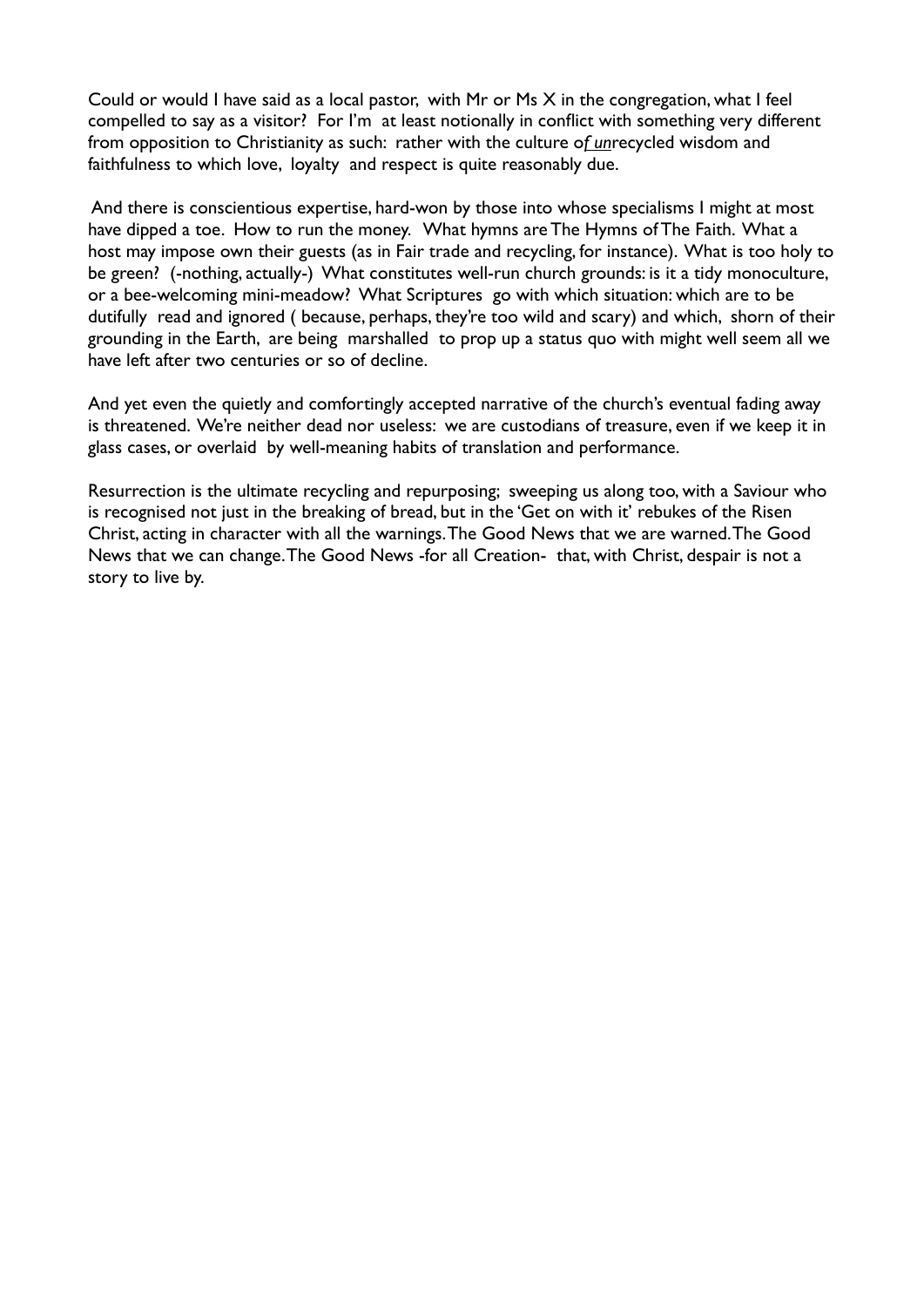Could or would I have said as a local pastor, with Mr or Ms X in the congregation, what I feel compelled to say as a visitor? For I'm at least notionally in conflict with something very different from opposition to Christianity as such: rather with the culture o*f un*recycled wisdom and faithfulness to which love, loyalty and respect is quite reasonably due.

And there is conscientious expertise, hard-won by those into whose specialisms I might at most have dipped a toe. How to run the money. What hymns are The Hymns of The Faith. What a host may impose own their guests (as in Fair trade and recycling, for instance). What is too holy to be green? (-nothing, actually-) What constitutes well-run church grounds: is it a tidy monoculture, or a bee-welcoming mini-meadow? What Scriptures go with which situation: which are to be dutifully read and ignored ( because, perhaps, they're too wild and scary) and which, shorn of their grounding in the Earth, are being marshalled to prop up a status quo with might well seem all we have left after two centuries or so of decline.

And yet even the quietly and comfortingly accepted narrative of the church's eventual fading away is threatened. We're neither dead nor useless: we are custodians of treasure, even if we keep it in glass cases, or overlaid by well-meaning habits of translation and performance.

Resurrection is the ultimate recycling and repurposing; sweeping us along too, with a Saviour who is recognised not just in the breaking of bread, but in the 'Get on with it' rebukes of the Risen Christ, acting in character with all the warnings. The Good News that we are warned. The Good News that we can change. The Good News -for all Creation- that, with Christ, despair is not a story to live by.